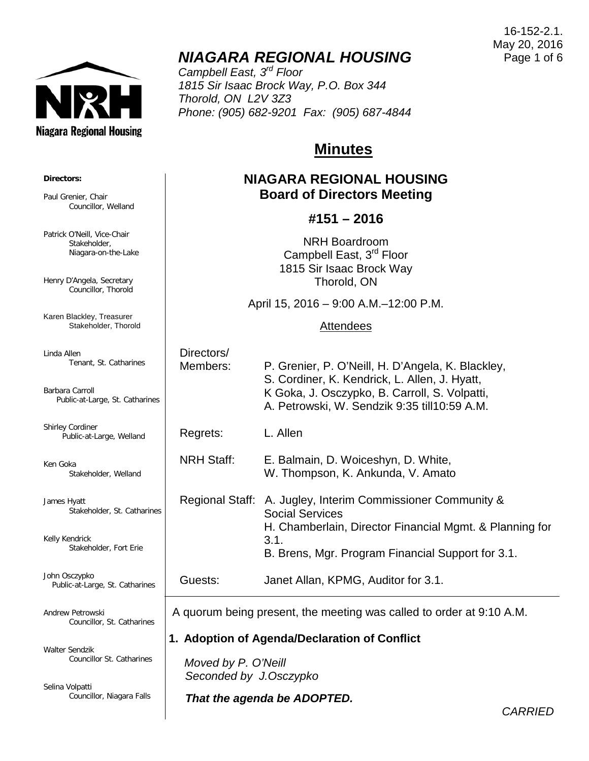16-152-2.1.
May 20, 2016

# *NIAGARA REGIONAL HOUSING*

*Campbell East, 3rd Floor*
*1815 Sir Isaac Brock Way, P.O. Box 344*
*Thorold, ON L2V 3Z3*
*Phone: (905) 682-9201 Fax: (905) 687-4844*

**Directors:**

Paul Grenier, Chair
Councillor, Welland

Patrick O'Neill, Vice-Chair
Stakeholder, Niagara-on-the-Lake

Henry D'Angela, Secretary
Councillor, Thorold

Karen Blackley, Treasurer
Stakeholder, Thorold

Linda Allen
Tenant, St. Catharines

Barbara Carroll
Public-at-Large, St. Catharines

Shirley Cordiner
Public-at-Large, Welland

Ken Goka
Stakeholder, Welland

James Hyatt
Stakeholder, St. Catharines

Kelly Kendrick
Stakeholder, Fort Erie

John Osczypko
Public-at-Large, St. Catharines

Andrew Petrowski
Councillor, St. Catharines

Walter Sendzik
Councillor St. Catharines

Selina Volpatti
Councillor, Niagara Falls

## Minutes

### NIAGARA REGIONAL HOUSING
### Board of Directors Meeting

### #151 – 2016

NRH Boardroom
Campbell East, 3rd Floor
1815 Sir Isaac Brock Way
Thorold, ON

April 15, 2016 – 9:00 A.M.–12:00 P.M.

Attendees

| | |
|---|---|
| Directors/ Members: | P. Grenier, P. O'Neill, H. D'Angela, K. Blackley, S. Cordiner, K. Kendrick, L. Allen, J. Hyatt, K Goka, J. Osczypko, B. Carroll, S. Volpatti, A. Petrowski, W. Sendzik 9:35 till10:59 A.M. |
| Regrets: | L. Allen |
| NRH Staff: | E. Balmain, D. Woiceshyn, D. White, W. Thompson, K. Ankunda, V. Amato |
| Regional Staff: | A. Jugley, Interim Commissioner Community & Social Services<br>H. Chamberlain, Director Financial Mgmt. & Planning for 3.1.<br>B. Brens, Mgr. Program Financial Support for 3.1. |
| Guests: | Janet Allan, KPMG, Auditor for 3.1. |

A quorum being present, the meeting was called to order at 9:10 A.M.

**1. Adoption of Agenda/Declaration of Conflict**

*Moved by P. O'Neill*
*Seconded by J.Osczypko*

***That the agenda be ADOPTED.***

*CARRIED*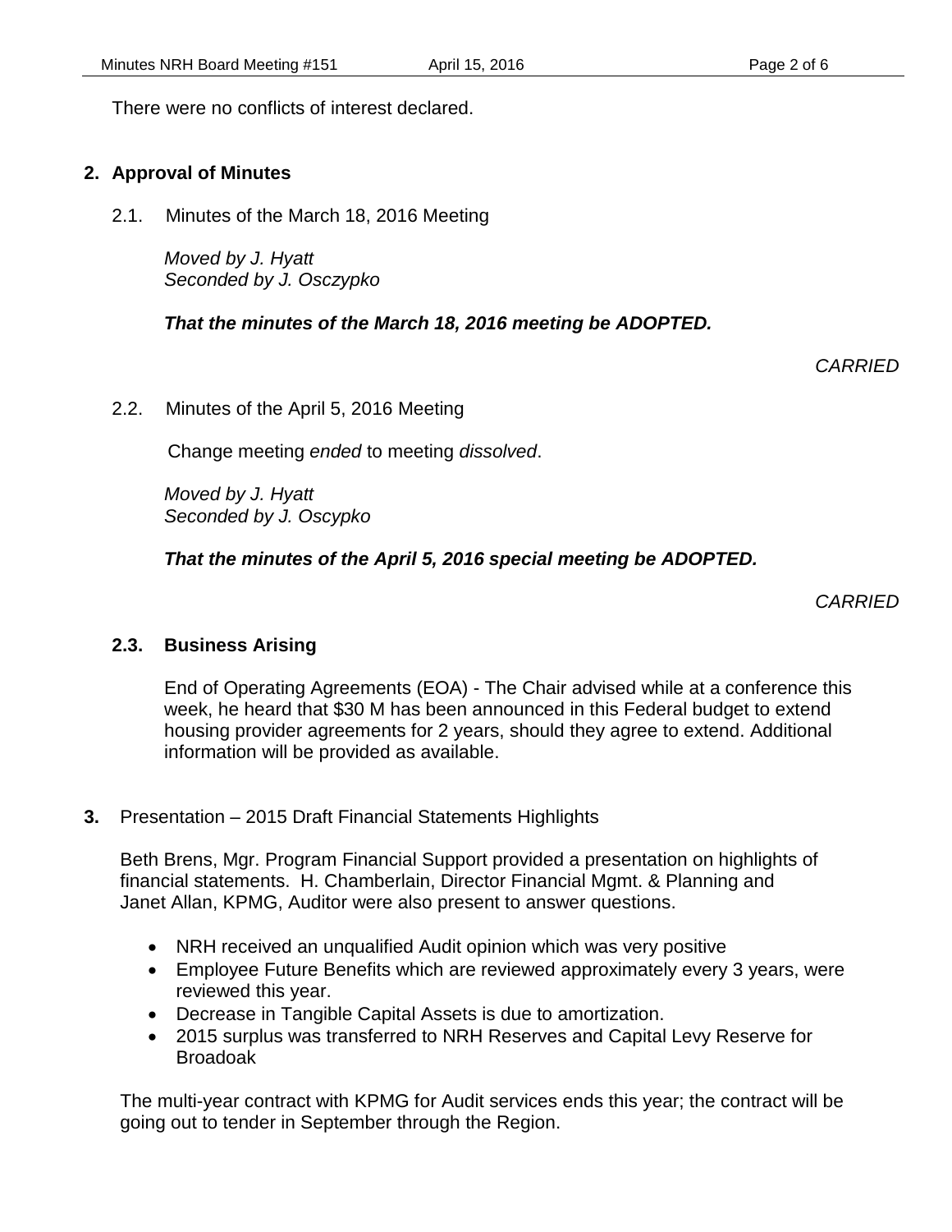There were no conflicts of interest declared.

## 2. Approval of Minutes

2.1. Minutes of the March 18, 2016 Meeting

*Moved by J. Hyatt*
*Seconded by J. Osczypko*

***That the minutes of the March 18, 2016 meeting be ADOPTED.***

*CARRIED*

2.2. Minutes of the April 5, 2016 Meeting

Change meeting *ended* to meeting *dissolved*.

*Moved by J. Hyatt*
*Seconded by J. Oscypko*

***That the minutes of the April 5, 2016 special meeting be ADOPTED.***

*CARRIED*

### 2.3. Business Arising

End of Operating Agreements (EOA) - The Chair advised while at a conference this week, he heard that $30 M has been announced in this Federal budget to extend housing provider agreements for 2 years, should they agree to extend. Additional information will be provided as available.

**3.** Presentation – 2015 Draft Financial Statements Highlights

Beth Brens, Mgr. Program Financial Support provided a presentation on highlights of financial statements. H. Chamberlain, Director Financial Mgmt. & Planning and Janet Allan, KPMG, Auditor were also present to answer questions.

- NRH received an unqualified Audit opinion which was very positive
- Employee Future Benefits which are reviewed approximately every 3 years, were reviewed this year.
- Decrease in Tangible Capital Assets is due to amortization.
- 2015 surplus was transferred to NRH Reserves and Capital Levy Reserve for Broadoak

The multi-year contract with KPMG for Audit services ends this year; the contract will be going out to tender in September through the Region.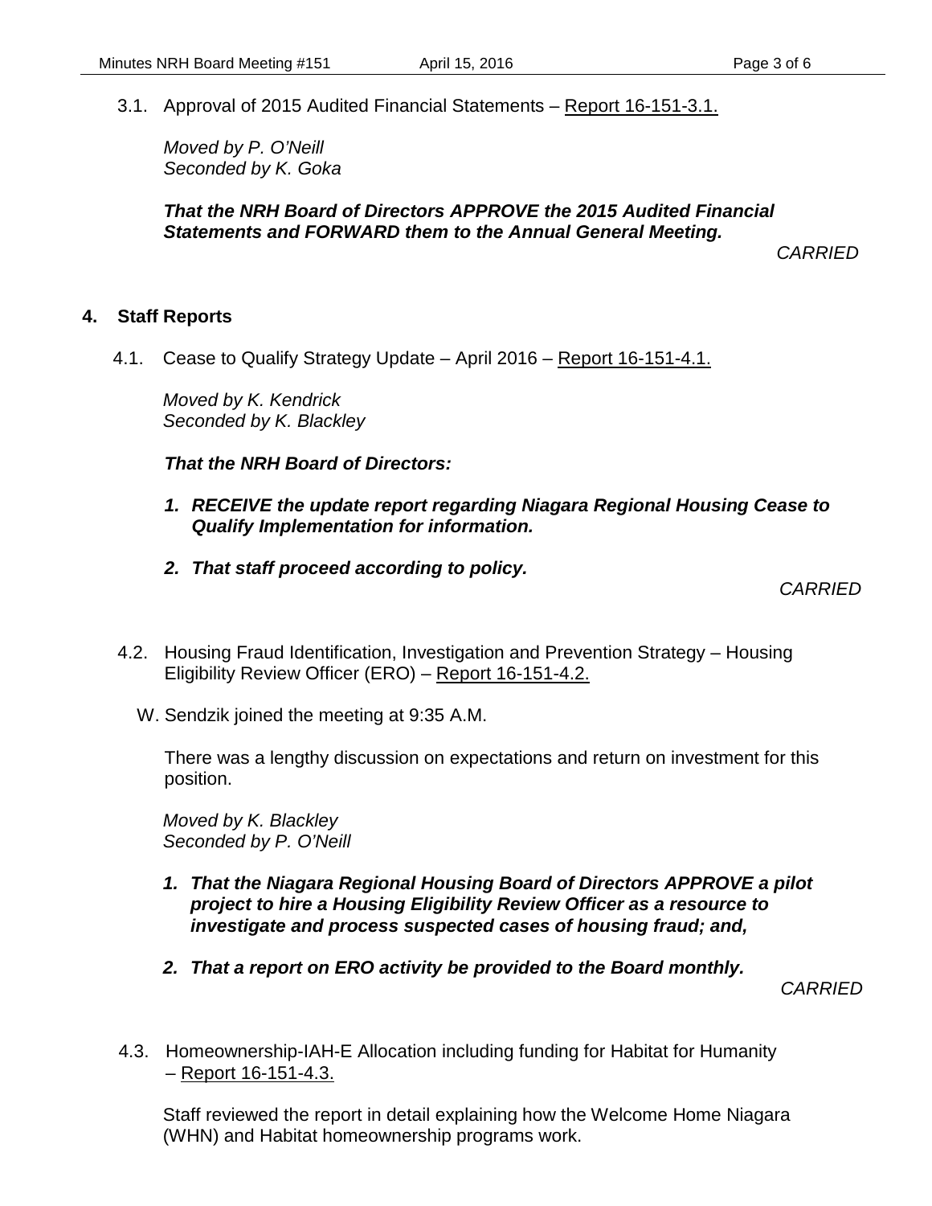3.1. Approval of 2015 Audited Financial Statements – Report 16-151-3.1.

*Moved by P. O'Neill*
*Seconded by K. Goka*

***That the NRH Board of Directors APPROVE the 2015 Audited Financial Statements and FORWARD them to the Annual General Meeting.***

*CARRIED*

## 4. Staff Reports

4.1. Cease to Qualify Strategy Update – April 2016 – Report 16-151-4.1.

*Moved by K. Kendrick*
*Seconded by K. Blackley*

***That the NRH Board of Directors:***

1. ***RECEIVE the update report regarding Niagara Regional Housing Cease to Qualify Implementation for information.***
2. ***That staff proceed according to policy.***

*CARRIED*

4.2. Housing Fraud Identification, Investigation and Prevention Strategy – Housing Eligibility Review Officer (ERO) – Report 16-151-4.2.

W. Sendzik joined the meeting at 9:35 A.M.

There was a lengthy discussion on expectations and return on investment for this position.

*Moved by K. Blackley*
*Seconded by P. O'Neill*

1. ***That the Niagara Regional Housing Board of Directors APPROVE a pilot project to hire a Housing Eligibility Review Officer as a resource to investigate and process suspected cases of housing fraud; and,***
2. ***That a report on ERO activity be provided to the Board monthly.***

*CARRIED*

4.3. Homeownership-IAH-E Allocation including funding for Habitat for Humanity – Report 16-151-4.3.

Staff reviewed the report in detail explaining how the Welcome Home Niagara (WHN) and Habitat homeownership programs work.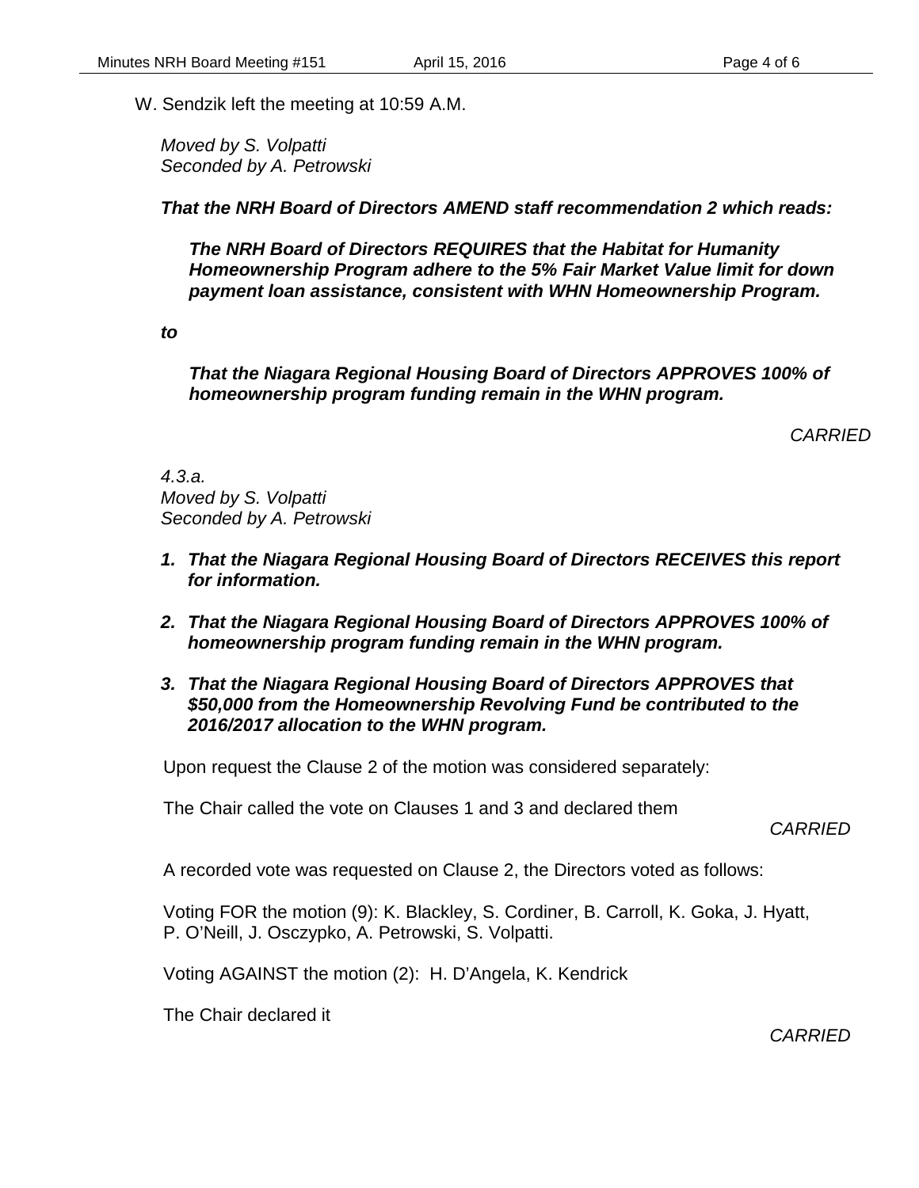W. Sendzik left the meeting at 10:59 A.M.

*Moved by S. Volpatti*
*Seconded by A. Petrowski*

***That the NRH Board of Directors AMEND staff recommendation 2 which reads:***

> ***The NRH Board of Directors REQUIRES that the Habitat for Humanity Homeownership Program adhere to the 5% Fair Market Value limit for down payment loan assistance, consistent with WHN Homeownership Program.***

***to***

> ***That the Niagara Regional Housing Board of Directors APPROVES 100% of homeownership program funding remain in the WHN program.***

*CARRIED*

*4.3.a.*
*Moved by S. Volpatti*
*Seconded by A. Petrowski*

1. ***That the Niagara Regional Housing Board of Directors RECEIVES this report for information.***
2. ***That the Niagara Regional Housing Board of Directors APPROVES 100% of homeownership program funding remain in the WHN program.***
3. ***That the Niagara Regional Housing Board of Directors APPROVES that $50,000 from the Homeownership Revolving Fund be contributed to the 2016/2017 allocation to the WHN program.***

Upon request the Clause 2 of the motion was considered separately:

The Chair called the vote on Clauses 1 and 3 and declared them

*CARRIED*

A recorded vote was requested on Clause 2, the Directors voted as follows:

Voting FOR the motion (9): K. Blackley, S. Cordiner, B. Carroll, K. Goka, J. Hyatt, P. O'Neill, J. Osczypko, A. Petrowski, S. Volpatti.

Voting AGAINST the motion (2): H. D'Angela, K. Kendrick

The Chair declared it

*CARRIED*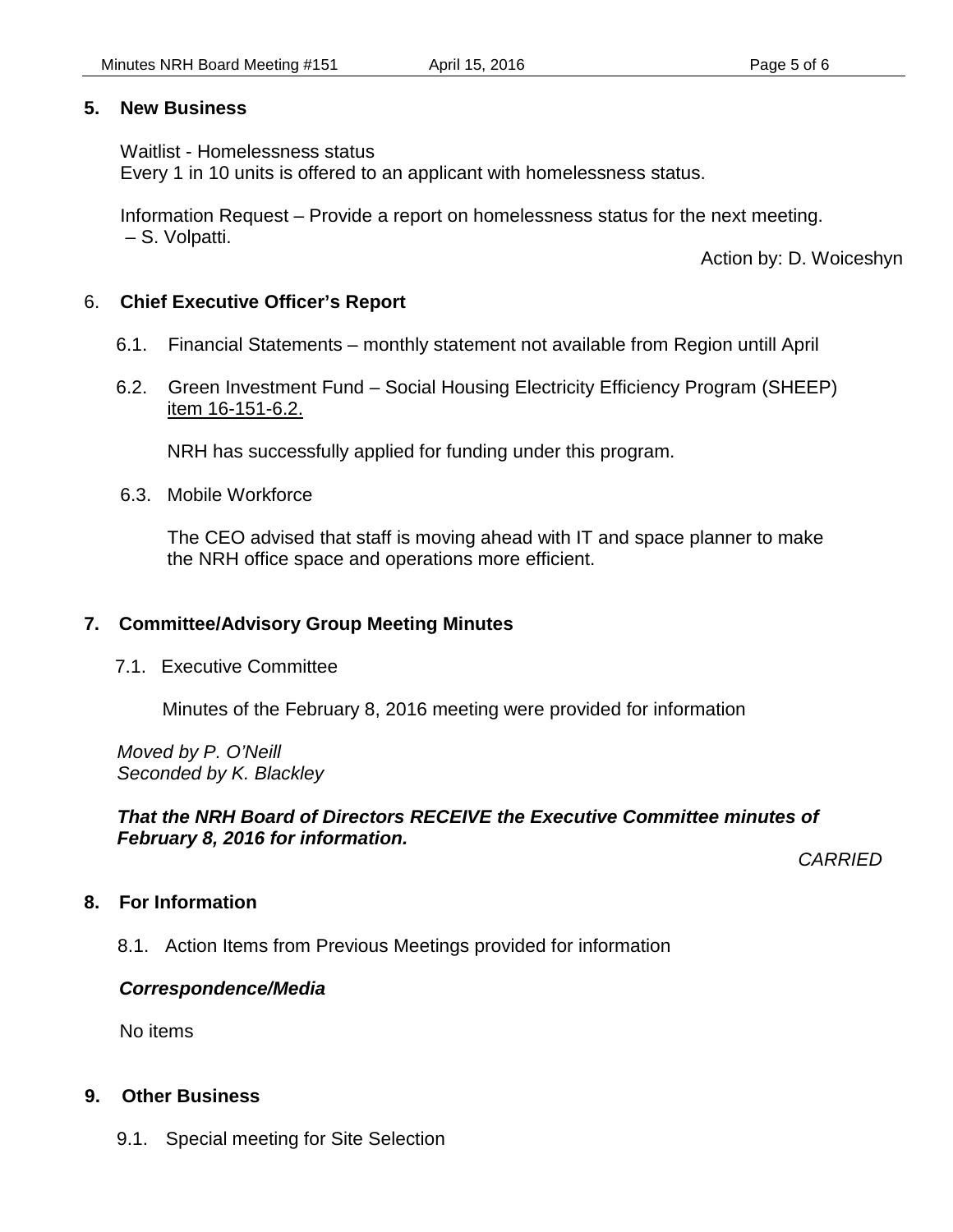## 5. New Business

Waitlist - Homelessness status
Every 1 in 10 units is offered to an applicant with homelessness status.

Information Request – Provide a report on homelessness status for the next meeting. – S. Volpatti.

Action by: D. Woiceshyn

## 6. Chief Executive Officer's Report

6.1. Financial Statements – monthly statement not available from Region untill April

6.2. Green Investment Fund – Social Housing Electricity Efficiency Program (SHEEP) item 16-151-6.2.

NRH has successfully applied for funding under this program.

6.3. Mobile Workforce

The CEO advised that staff is moving ahead with IT and space planner to make the NRH office space and operations more efficient.

## 7. Committee/Advisory Group Meeting Minutes

7.1. Executive Committee

Minutes of the February 8, 2016 meeting were provided for information

*Moved by P. O'Neill*
*Seconded by K. Blackley*

***That the NRH Board of Directors RECEIVE the Executive Committee minutes of February 8, 2016 for information.***

*CARRIED*

## 8. For Information

8.1. Action Items from Previous Meetings provided for information

***Correspondence/Media***

No items

## 9. Other Business

9.1. Special meeting for Site Selection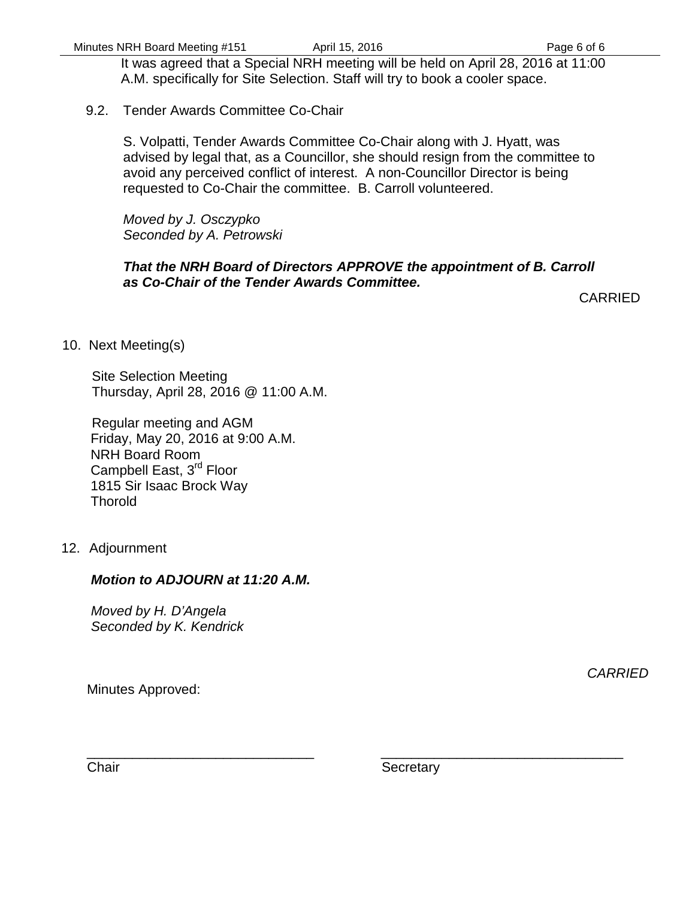It was agreed that a Special NRH meeting will be held on April 28, 2016 at 11:00 A.M. specifically for Site Selection. Staff will try to book a cooler space.

9.2. Tender Awards Committee Co-Chair

S. Volpatti, Tender Awards Committee Co-Chair along with J. Hyatt, was advised by legal that, as a Councillor, she should resign from the committee to avoid any perceived conflict of interest. A non-Councillor Director is being requested to Co-Chair the committee. B. Carroll volunteered.

*Moved by J. Osczypko*
*Seconded by A. Petrowski*

***That the NRH Board of Directors APPROVE the appointment of B. Carroll as Co-Chair of the Tender Awards Committee.***

CARRIED

10. Next Meeting(s)

Site Selection Meeting
Thursday, April 28, 2016 @ 11:00 A.M.

Regular meeting and AGM
Friday, May 20, 2016 at 9:00 A.M.
NRH Board Room
Campbell East, 3rd Floor
1815 Sir Isaac Brock Way
Thorold

12. Adjournment

***Motion to ADJOURN at 11:20 A.M.***

*Moved by H. D'Angela*
*Seconded by K. Kendrick*

*CARRIED*

Minutes Approved:

______________________________ Chair

______________________________ Secretary